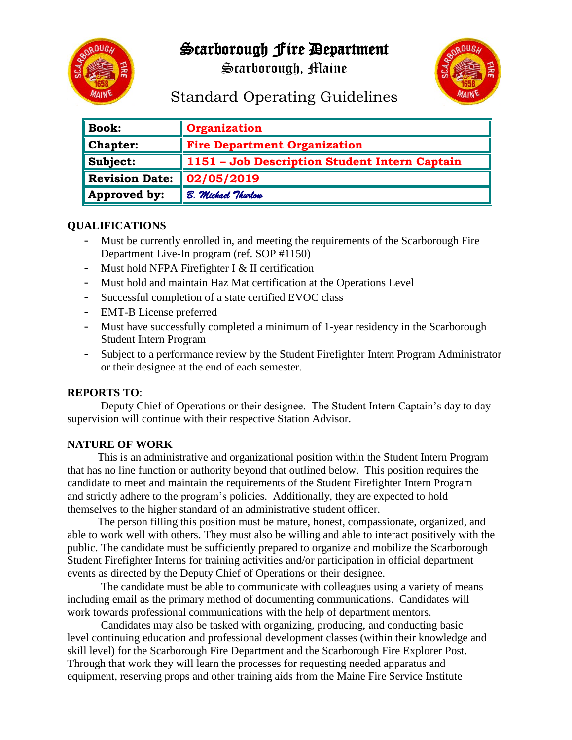# Scarborough Fire Department

## Scarborough, Maine

## Standard Operating Guidelines

| **Book:** | **Organization** |
|---|---|
| **Chapter:** | **Fire Department Organization** |
| **Subject:** | **1151 – Job Description Student Intern Captain** |
| **Revision Date:** | **02/05/2019** |
| **Approved by:** | *B. Michael Thurlow* |

**QUALIFICATIONS**

- Must be currently enrolled in, and meeting the requirements of the Scarborough Fire Department Live-In program (ref. SOP #1150)
- Must hold NFPA Firefighter I & II certification
- Must hold and maintain Haz Mat certification at the Operations Level
- Successful completion of a state certified EVOC class
- EMT-B License preferred
- Must have successfully completed a minimum of 1-year residency in the Scarborough Student Intern Program
- Subject to a performance review by the Student Firefighter Intern Program Administrator or their designee at the end of each semester.

**REPORTS TO**:

Deputy Chief of Operations or their designee. The Student Intern Captain's day to day supervision will continue with their respective Station Advisor.

**NATURE OF WORK**

This is an administrative and organizational position within the Student Intern Program that has no line function or authority beyond that outlined below. This position requires the candidate to meet and maintain the requirements of the Student Firefighter Intern Program and strictly adhere to the program's policies. Additionally, they are expected to hold themselves to the higher standard of an administrative student officer.

The person filling this position must be mature, honest, compassionate, organized, and able to work well with others. They must also be willing and able to interact positively with the public. The candidate must be sufficiently prepared to organize and mobilize the Scarborough Student Firefighter Interns for training activities and/or participation in official department events as directed by the Deputy Chief of Operations or their designee.

The candidate must be able to communicate with colleagues using a variety of means including email as the primary method of documenting communications. Candidates will work towards professional communications with the help of department mentors.

Candidates may also be tasked with organizing, producing, and conducting basic level continuing education and professional development classes (within their knowledge and skill level) for the Scarborough Fire Department and the Scarborough Fire Explorer Post. Through that work they will learn the processes for requesting needed apparatus and equipment, reserving props and other training aids from the Maine Fire Service Institute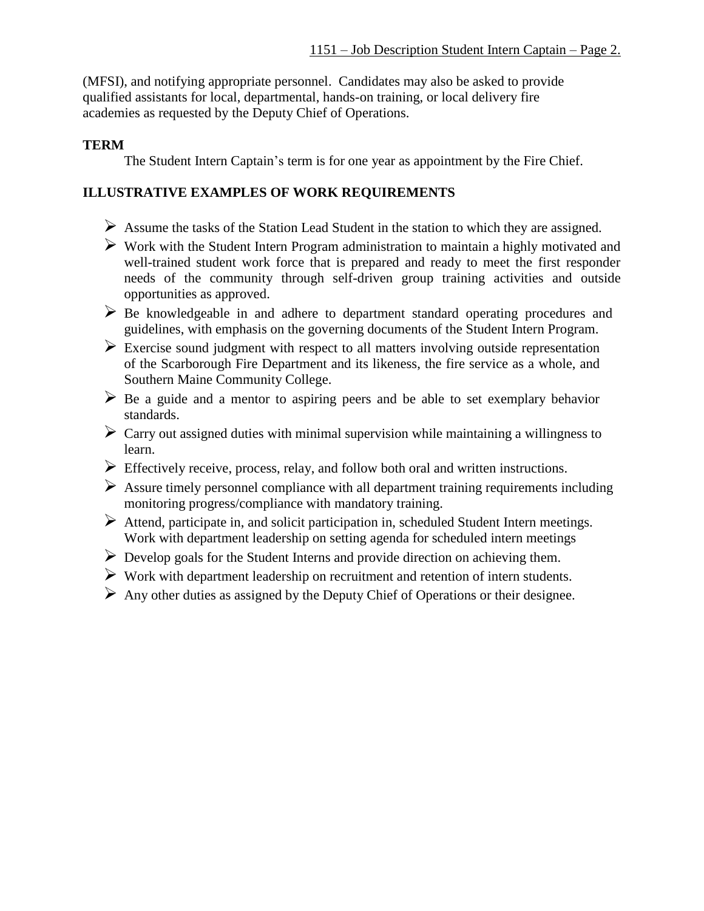(MFSI), and notifying appropriate personnel. Candidates may also be asked to provide qualified assistants for local, departmental, hands-on training, or local delivery fire academies as requested by the Deputy Chief of Operations.

**TERM**

The Student Intern Captain's term is for one year as appointment by the Fire Chief.

**ILLUSTRATIVE EXAMPLES OF WORK REQUIREMENTS**

- Assume the tasks of the Station Lead Student in the station to which they are assigned.
- Work with the Student Intern Program administration to maintain a highly motivated and well-trained student work force that is prepared and ready to meet the first responder needs of the community through self-driven group training activities and outside opportunities as approved.
- Be knowledgeable in and adhere to department standard operating procedures and guidelines, with emphasis on the governing documents of the Student Intern Program.
- Exercise sound judgment with respect to all matters involving outside representation of the Scarborough Fire Department and its likeness, the fire service as a whole, and Southern Maine Community College.
- Be a guide and a mentor to aspiring peers and be able to set exemplary behavior standards.
- Carry out assigned duties with minimal supervision while maintaining a willingness to learn.
- Effectively receive, process, relay, and follow both oral and written instructions.
- Assure timely personnel compliance with all department training requirements including monitoring progress/compliance with mandatory training.
- Attend, participate in, and solicit participation in, scheduled Student Intern meetings. Work with department leadership on setting agenda for scheduled intern meetings
- Develop goals for the Student Interns and provide direction on achieving them.
- Work with department leadership on recruitment and retention of intern students.
- Any other duties as assigned by the Deputy Chief of Operations or their designee.